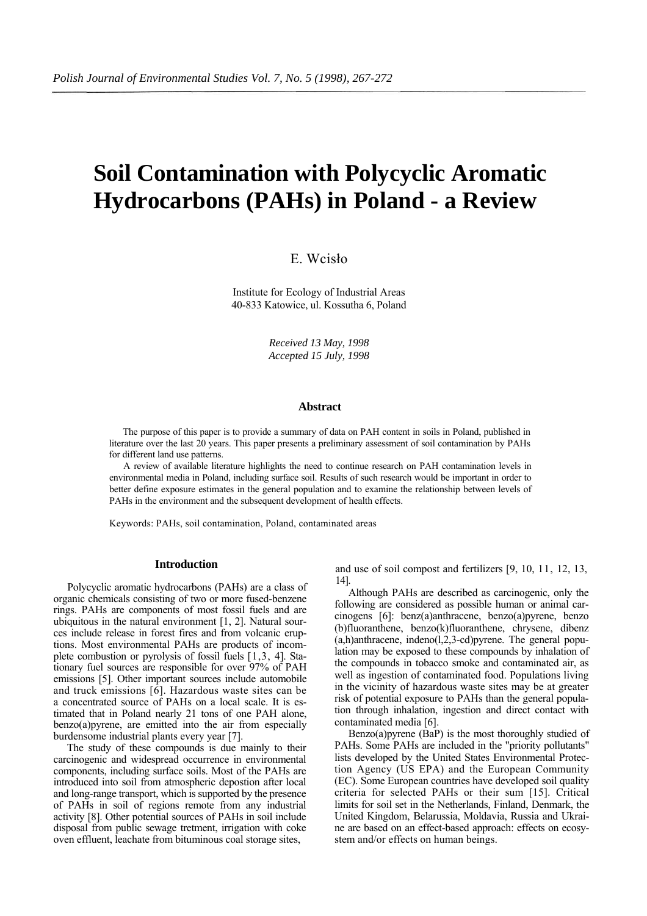# Soil Contamination with Polycyclic Aromatic Hydrocarbons (PAHs) in Poland - a Review

E. Wcisło

Institute for Ecology of Industrial Areas
40-833 Katowice, ul. Kossutha 6, Poland

*Received 13 May, 1998*
*Accepted 15 July, 1998*

### Abstract

The purpose of this paper is to provide a summary of data on PAH content in soils in Poland, published in literature over the last 20 years. This paper presents a preliminary assessment of soil contamination by PAHs for different land use patterns.

A review of available literature highlights the need to continue research on PAH contamination levels in environmental media in Poland, including surface soil. Results of such research would be important in order to better define exposure estimates in the general population and to examine the relationship between levels of PAHs in the environment and the subsequent development of health effects.

Keywords: PAHs, soil contamination, Poland, contaminated areas

## Introduction

Polycyclic aromatic hydrocarbons (PAHs) are a class of organic chemicals consisting of two or more fused-benzene rings. PAHs are components of most fossil fuels and are ubiquitous in the natural environment [1, 2]. Natural sources include release in forest fires and from volcanic eruptions. Most environmental PAHs are products of incomplete combustion or pyrolysis of fossil fuels [1,3, 4]. Stationary fuel sources are responsible for over 97% of PAH emissions [5]. Other important sources include automobile and truck emissions [6]. Hazardous waste sites can be a concentrated source of PAHs on a local scale. It is estimated that in Poland nearly 21 tons of one PAH alone, benzo(a)pyrene, are emitted into the air from especially burdensome industrial plants every year [7].

The study of these compounds is due mainly to their carcinogenic and widespread occurrence in environmental components, including surface soils. Most of the PAHs are introduced into soil from atmospheric depostion after local and long-range transport, which is supported by the presence of PAHs in soil of regions remote from any industrial activity [8]. Other potential sources of PAHs in soil include disposal from public sewage tretment, irrigation with coke oven effluent, leachate from bituminous coal storage sites, and use of soil compost and fertilizers [9, 10, 11, 12, 13, 14].

Although PAHs are described as carcinogenic, only the following are considered as possible human or animal carcinogens [6]: benz(a)anthracene, benzo(a)pyrene, benzo (b)fluoranthene, benzo(k)fluoranthene, chrysene, dibenz (a,h)anthracene, indeno(l,2,3-cd)pyrene. The general population may be exposed to these compounds by inhalation of the compounds in tobacco smoke and contaminated air, as well as ingestion of contaminated food. Populations living in the vicinity of hazardous waste sites may be at greater risk of potential exposure to PAHs than the general population through inhalation, ingestion and direct contact with contaminated media [6].

Benzo(a)pyrene (BaP) is the most thoroughly studied of PAHs. Some PAHs are included in the "priority pollutants" lists developed by the United States Environmental Protection Agency (US EPA) and the European Community (EC). Some European countries have developed soil quality criteria for selected PAHs or their sum [15]. Critical limits for soil set in the Netherlands, Finland, Denmark, the United Kingdom, Belarussia, Moldavia, Russia and Ukraine are based on an effect-based approach: effects on ecosystem and/or effects on human beings.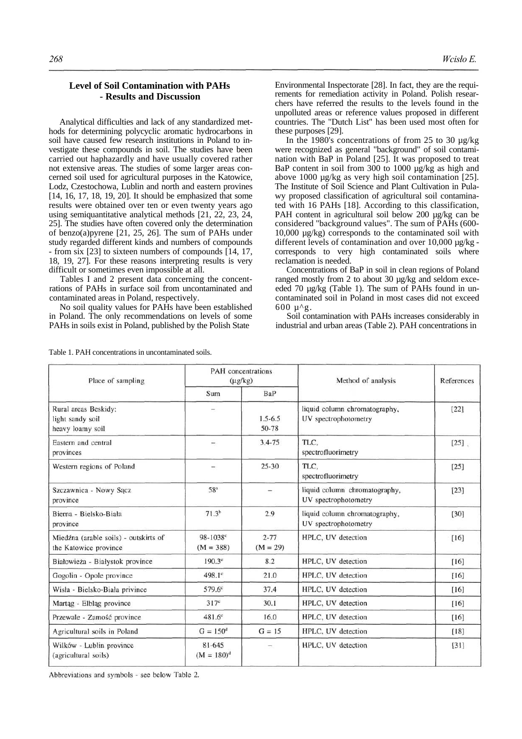## Level of Soil Contamination with PAHs - Results and Discussion

Analytical difficulties and lack of any standardized methods for determining polycyclic aromatic hydrocarbons in soil have caused few research institutions in Poland to investigate these compounds in soil. The studies have been carried out haphazardly and have usually covered rather not extensive areas. The studies of some larger areas concerned soil used for agricultural purposes in the Katowice, Lodz, Czestochowa, Lublin and north and eastern provines [14, 16, 17, 18, 19, 20]. It should be emphasized that some results were obtained over ten or even twenty years ago using semiquantitative analytical methods [21, 22, 23, 24, 25]. The studies have often covered only the determination of benzo(a)pyrene [21, 25, 26]. The sum of PAHs under study regarded different kinds and numbers of compounds - from six [23] to sixteen numbers of compounds [14, 17, 18, 19, 27]. For these reasons interpreting results is very difficult or sometimes even impossible at all.

Tables I and 2 present data concerning the concentrations of PAHs in surface soil from uncontaminated and contaminated areas in Poland, respectively.

No soil quality values for PAHs have been established in Poland. The only recommendations on levels of some PAHs in soils exist in Poland, published by the Polish State Environmental Inspectorate [28]. In fact, they are the requirements for remediation activity in Poland. Polish researchers have referred the results to the levels found in the unpolluted areas or reference values proposed in different countries. The "Dutch List" has been used most often for these purposes [29].

In the 1980's concentrations of from 25 to 30 µg/kg were recognized as general "background" of soil contamination with BaP in Poland [25]. It was proposed to treat BaP content in soil from 300 to 1000 µg/kg as high and above 1000 µg/kg as very high soil contamination [25]. The Institute of Soil Science and Plant Cultivation in Pulawy proposed classification of agricultural soil contaminated with 16 PAHs [18]. According to this classification, PAH content in agricultural soil below 200 µg/kg can be considered "background values". The sum of PAHs (600-10,000 µg/kg) corresponds to the contaminated soil with different levels of contamination and over 10,000 µg/kg - corresponds to very high contaminated soils where reclamation is needed.

Concentrations of BaP in soil in clean regions of Poland ranged mostly from 2 to about 30 µg/kg and seldom exceeded 70 µg/kg (Table 1). The sum of PAHs found in uncontaminated soil in Poland in most cases did not exceed 600 µ^g.

Soil contamination with PAHs increases considerably in industrial and urban areas (Table 2). PAH concentrations in

Table 1. PAH concentrations in uncontaminated soils.

| Place of sampling | PAH concentrations (µg/kg) | | Method of analysis | References |
|---|---|---|---|---|
| | Sum | BaP | | |
| Rural areas Beskidy: light sandy soil heavy loamy soil | – | 1.5-6.5 50-78 | liquid column chromatography, UV spectrophotometry | [22] |
| Eastern and central provinces | – | 3.4-75 | TLC, spectrofluorimetry | [25] |
| Western regions of Poland | – | 25-30 | TLC, spectrofluorimetry | [25] |
| Szczawnica - Nowy Sącz province | 58[a] | – | liquid column chromatography, UV spectrophotometry | [23] |
| Bierna - Bielsko-Biała province | 71.3[b] | 2.9 | liquid column chromatography, UV spectrophotometry | [30] |
| Miedźna (arable soils) - outskirts of the Katowice province | 98-1038[c] (M = 388) | 2-77 (M = 29) | HPLC, UV detection | [16] |
| Białowieża - Białystok province | 190.3[c] | 8.2 | HPLC, UV detection | [16] |
| Gogolin - Opole province | 498.1[c] | 21.0 | HPLC, UV detection | [16] |
| Wisła - Bielsko-Biała privince | 579.6[c] | 37.4 | HPLC, UV detection | [16] |
| Martąg - Elbląg province | 317[c] | 30.1 | HPLC, UV detection | [16] |
| Przewale - Zamość province | 481.6[c] | 16.0 | HPLC, UV detection | [16] |
| Agricultural soils in Poland | G = 150[d] | G = 15 | HPLC, UV detection | [18] |
| Wilków - Lublin province (agricultural soils) | 81-645 (M = 180)[d] | – | HPLC, UV detection | [31] |

Abbreviations and symbols - see below Table 2.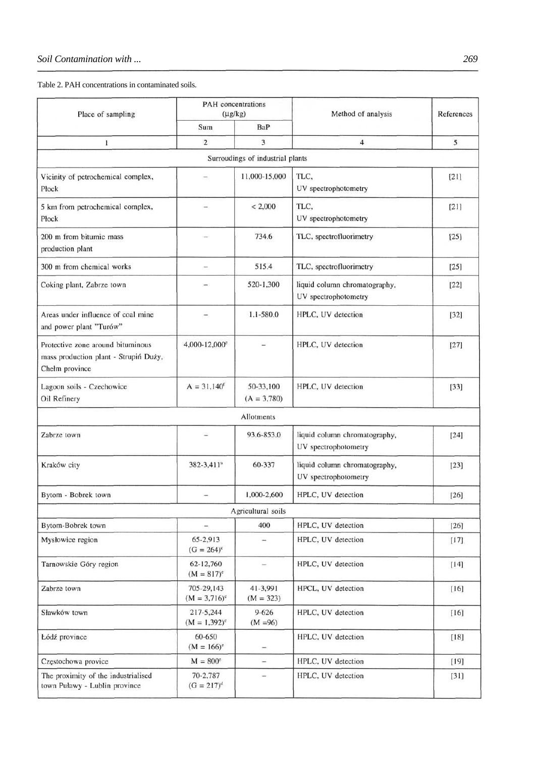Table 2. PAH concentrations in contaminated soils.

| Place of sampling | PAH concentrations (μg/kg) | | Method of analysis | References |
|---|---|---|---|---|
| | Sum | BaP | | |
| 1 | 2 | 3 | 4 | 5 |
| Surroudings of industrial plants | | | | |
| Vicinity of petrochemical complex, Płock | – | 11,000-15,000 | TLC, UV spectrophotometry | [21] |
| 5 km from petrochemical complex, Płock | – | < 2,000 | TLC, UV spectrophotometry | [21] |
| 200 m from bitumic mass production plant | – | 734.6 | TLC, spectrofluorimetry | [25] |
| 300 m from chemical works | – | 515.4 | TLC, spectrofluorimetry | [25] |
| Coking plant, Zabrze town | – | 520-1,300 | liquid column chromatography, UV spectrophotometry | [22] |
| Areas under influence of coal mine and power plant "Turów" | – | 1.1-580.0 | HPLC, UV detection | [32] |
| Protective zone around bituminous mass production plant - Strupiń Duży, Chełm province | 4,000-12,000[e] | – | HPLC, UV detection | [27] |
| Lagoon soils - Czechowice Oil Refinery | A = 31,140[f] | 50-33,100 (A = 3,780) | HPLC, UV detection | [33] |
| Allotments | | | | |
| Zabrze town | – | 93.6-853.0 | liquid column chromatography, UV spectrophotometry | [24] |
| Kraków city | 382-3,411[a] | 60-337 | liquid column chromatography, UV spectrophotometry | [23] |
| Bytom - Bobrek town | – | 1,000-2,600 | HPLC, UV detection | [26] |
| Agricultural soils | | | | |
| Bytom-Bobrek town | – | 400 | HPLC, UV detection | [26] |
| Mysłowice region | 65-2,913 (G = 264)[c] | – | HPLC, UV detection | [17] |
| Tarnowskie Góry region | 62-12,760 (M = 817)[c] | – | HPLC, UV detection | [14] |
| Zabrze town | 705-29,143 (M = 3,716)[c] | 41-3,991 (M = 323) | HPCL, UV detection | [16] |
| Sławków town | 217-5,244 (M = 1,392)[c] | 9-626 (M =96) | HPLC, UV detection | [16] |
| Łódź province | 60-650 (M = 166)[e] | – | HPLC, UV detection | [18] |
| Częstochowa provice | M = 800[e] | – | HPLC, UV detection | [19] |
| The proximity of the industrialised town Puławy - Lublin province | 70-2,787 (G = 217)[d] | – | HPLC, UV detection | [31] |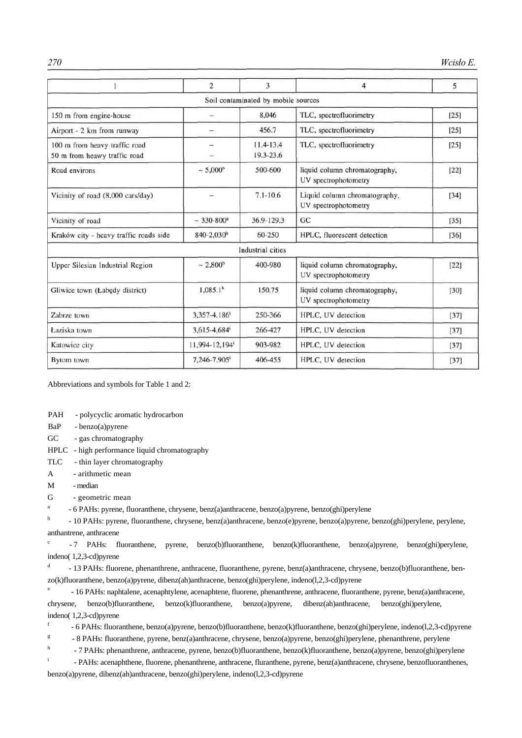| 1 | 2 | 3 | 4 | 5 |
|---|---|---|---|---|
| Soil contaminated by mobile sources | | | | |
| 150 m from engine-house | – | 8,046 | TLC, spectrofluorimetry | [25] |
| Airport - 2 km from runway | – | 456.7 | TLC, spectrofluorimetry | [25] |
| 100 m from heavy traffic road<br>50 m from heavy traffic road | –<br>– | 11.4-13.4<br>19.3-23.6 | TLC, spectrofluorimetry | [25] |
| Road environs | ~ 5,000[b] | 500-600 | liquid column chromatography, UV spectrophotometry | [22] |
| Vicinity of road (8,000 cars/day) | – | 7.1-10.6 | Liquid column chromatography, UV spectrophotometry | [34] |
| Vicinity of road | ~ 330-800[g] | 36.9-129.3 | GC | [35] |
| Kraków city - heavy traffic roads side | 840-2,030[h] | 60-250 | HPLC, fluorescent detection | [36] |
| Industrial cities | | | | |
| Upper Silesian Industrial Region | ~ 2,800[b] | 400-980 | liquid column chromatography, UV spectrophotometry | [22] |
| Gliwice town (Łabędy district) | 1,085.1[b] | 150.75 | liquid column chromatography, UV spectrophotometry | [30] |
| Zabrze town | 3,357-4,186[i] | 250-366 | HPLC, UV detection | [37] |
| Łaziska town | 3,615-4,684[i] | 266-427 | HPLC, UV detection | [37] |
| Katowice city | 11,994-12,194[i] | 903-982 | HPLC, UV detection | [37] |
| Bytom town | 7,246-7,905[i] | 406-455 | HPLC, UV detection | [37] |

Abbreviations and symbols for Table 1 and 2:

PAH - polycyclic aromatic hydrocarbon
BaP - benzo(a)pyrene
GC - gas chromatography
HPLC - high performance liquid chromatography
TLC - thin layer chromatography
A - arithmetic mean
M - median
G - geometric mean

[a] - 6 PAHs: pyrene, fluoranthene, chrysene, benz(a)anthracene, benzo(a)pyrene, benzo(ghi)perylene

[b] - 10 PAHs: pyrene, fluoranthene, chrysene, benz(a)anthracene, benzo(e)pyrene, benzo(a)pyrene, benzo(ghi)perylene, perylene, anthantrene, anthracene

[c] - 7 PAHs: fluoranthene, pyrene, benzo(b)fluoranthene, benzo(k)fluoranthene, benzo(a)pyrene, benzo(ghi)perylene, indeno( 1,2,3-cd)pyrene

[d] - 13 PAHs: fluorene, phenanthrene, anthracene, fluoranthene, pyrene, benz(a)anthracene, chrysene, benzo(b)fluoranthene, benzo(k)fluoranthene, benzo(a)pyrene, dibenz(ah)anthracene, benzo(ghi)perylene, indeno(l,2,3-cd)pyrene

[e] - 16 PAHs: naphtalene, acenaphtylene, acenaphtene, fluorene, phenanthrene, anthracene, fluoranthene, pyrene, benz(a)anthracene, chrysene, benzo(b)fluoranthene, benzo(k)fluoranthene, benzo(a)pyrene, dibenz(ah)anthracene, benzo(ghi)perylene, indeno( 1,2,3-cd)pyrene

[f] - 6 PAHs: fluoranthene, benzo(a)pyrene, benzo(b)fluoranthene, benzo(k)fluoranthene, benzo(ghi)perylene, indeno(l,2,3-cd)pyrene

[g] - 8 PAHs: fluoranthene, pyrene, benz(a)anthracene, chrysene, benzo(a)pyrene, benzo(ghi)perylene, phenanthrene, perylene

[h] - 7 PAHs: phenanthrene, anthracene, pyrene, benzo(b)fluoranthene, benzo(k)fluoranthene, benzo(a)pyrene, benzo(ghi)perylene

[i] - PAHs: acenaphthene, fluorene, phenanthrene, anthracene, fluranthene, pyrene, benz(a)anthracene, chrysene, benzofluoranthenes, benzo(a)pyrene, dibenz(ah)anthracene, benzo(ghi)perylene, indeno(l,2,3-cd)pyrene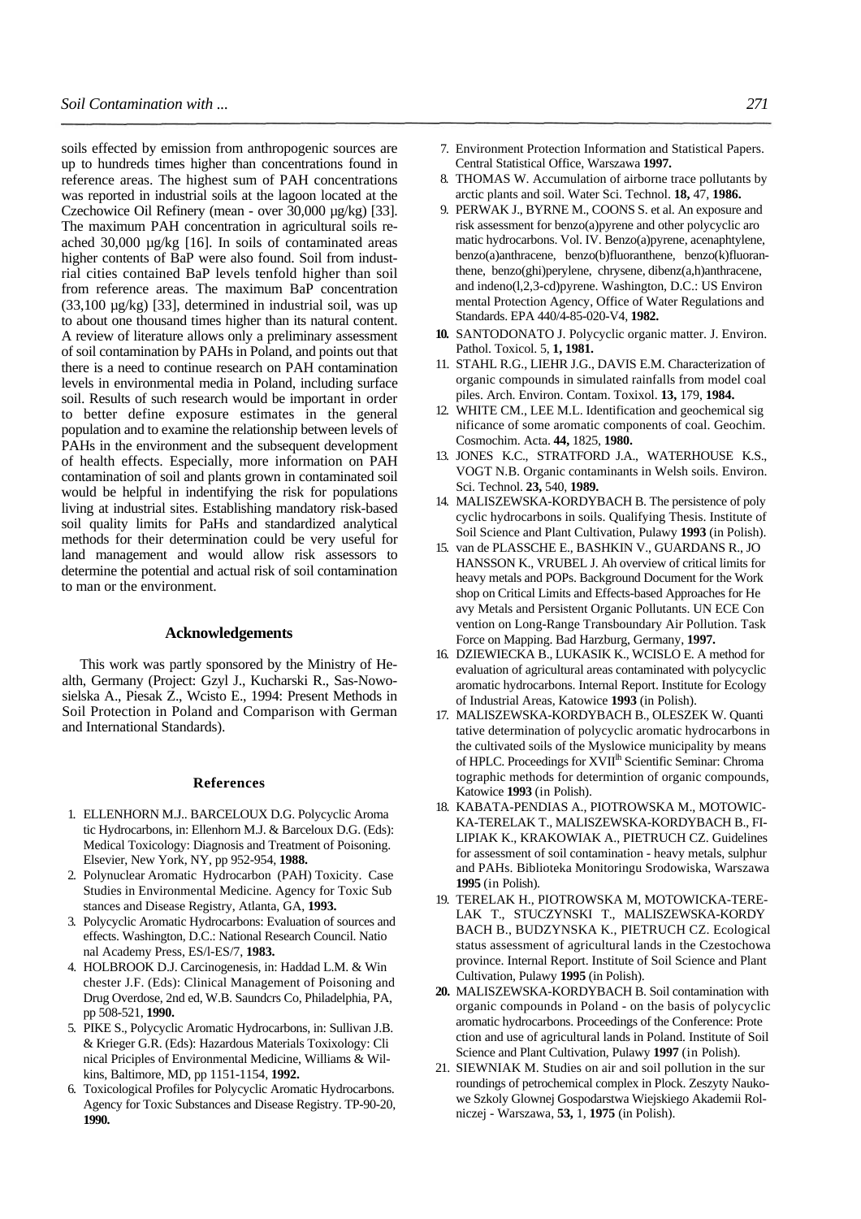soils effected by emission from anthropogenic sources are up to hundreds times higher than concentrations found in reference areas. The highest sum of PAH concentrations was reported in industrial soils at the lagoon located at the Czechowice Oil Refinery (mean - over 30,000 µg/kg) [33]. The maximum PAH concentration in agricultural soils reached 30,000 µg/kg [16]. In soils of contaminated areas higher contents of BaP were also found. Soil from industrial cities contained BaP levels tenfold higher than soil from reference areas. The maximum BaP concentration (33,100 µg/kg) [33], determined in industrial soil, was up to about one thousand times higher than its natural content. A review of literature allows only a preliminary assessment of soil contamination by PAHs in Poland, and points out that there is a need to continue research on PAH contamination levels in environmental media in Poland, including surface soil. Results of such research would be important in order to better define exposure estimates in the general population and to examine the relationship between levels of PAHs in the environment and the subsequent development of health effects. Especially, more information on PAH contamination of soil and plants grown in contaminated soil would be helpful in indentifying the risk for populations living at industrial sites. Establishing mandatory risk-based soil quality limits for PaHs and standardized analytical methods for their determination could be very useful for land management and would allow risk assessors to determine the potential and actual risk of soil contamination to man or the environment.

## Acknowledgements

This work was partly sponsored by the Ministry of Health, Germany (Project: Gzyl J., Kucharski R., Sas-Nowosielska A., Piesak Z., Wcisto E., 1994: Present Methods in Soil Protection in Poland and Comparison with German and International Standards).

## References

1. ELLENHORN M.J.. BARCELOUX D.G. Polycyclic Aromatic Hydrocarbons, in: Ellenhorn M.J. & Barceloux D.G. (Eds): Medical Toxicology: Diagnosis and Treatment of Poisoning. Elsevier, New York, NY, pp 952-954, **1988.**
2. Polynuclear Aromatic Hydrocarbon (PAH) Toxicity. Case Studies in Environmental Medicine. Agency for Toxic Substances and Disease Registry, Atlanta, GA, **1993.**
3. Polycyclic Aromatic Hydrocarbons: Evaluation of sources and effects. Washington, D.C.: National Research Council. National Academy Press, ES/l-ES/7, **1983.**
4. HOLBROOK D.J. Carcinogenesis, in: Haddad L.M. & Winchester J.F. (Eds): Clinical Management of Poisoning and Drug Overdose, 2nd ed, W.B. Saundcrs Co, Philadelphia, PA, pp 508-521, **1990.**
5. PIKE S., Polycyclic Aromatic Hydrocarbons, in: Sullivan J.B. & Krieger G.R. (Eds): Hazardous Materials Toxixology: Clinical Priciples of Environmental Medicine, Williams & Wilkins, Baltimore, MD, pp 1151-1154, **1992.**
6. Toxicological Profiles for Polycyclic Aromatic Hydrocarbons. Agency for Toxic Substances and Disease Registry. TP-90-20, **1990.**
7. Environment Protection Information and Statistical Papers. Central Statistical Office, Warszawa **1997.**
8. THOMAS W. Accumulation of airborne trace pollutants by arctic plants and soil. Water Sci. Technol. **18,** 47, **1986.**
9. PERWAK J., BYRNE M., COONS S. et al. An exposure and risk assessment for benzo(a)pyrene and other polycyclic aromatic hydrocarbons. Vol. IV. Benzo(a)pyrene, acenaphtylene, benzo(a)anthracene, benzo(b)fluoranthene, benzo(k)fluoranthene, benzo(ghi)perylene, chrysene, dibenz(a,h)anthracene, and indeno(l,2,3-cd)pyrene. Washington, D.C.: US Environmental Protection Agency, Office of Water Regulations and Standards. EPA 440/4-85-020-V4, **1982.**
10. SANTODONATO J. Polycyclic organic matter. J. Environ. Pathol. Toxicol. 5, **1, 1981.**
11. STAHL R.G., LIEHR J.G., DAVIS E.M. Characterization of organic compounds in simulated rainfalls from model coal piles. Arch. Environ. Contam. Toxixol. **13,** 179, **1984.**
12. WHITE CM., LEE M.L. Identification and geochemical significance of some aromatic components of coal. Geochim. Cosmochim. Acta. **44,** 1825, **1980.**
13. JONES K.C., STRATFORD J.A., WATERHOUSE K.S., VOGT N.B. Organic contaminants in Welsh soils. Environ. Sci. Technol. **23,** 540, **1989.**
14. MALISZEWSKA-KORDYBACH B. The persistence of polycyclic hydrocarbons in soils. Qualifying Thesis. Institute of Soil Science and Plant Cultivation, Pulawy **1993** (in Polish).
15. van de PLASSCHE E., BASHKIN V., GUARDANS R., JOHANSSON K., VRUBEL J. Ah overview of critical limits for heavy metals and POPs. Background Document for the Workshop on Critical Limits and Effects-based Approaches for Heavy Metals and Persistent Organic Pollutants. UN ECE Convention on Long-Range Transboundary Air Pollution. Task Force on Mapping. Bad Harzburg, Germany, **1997.**
16. DZIEWIECKA B., LUKASIK K., WCISLO E. A method for evaluation of agricultural areas contaminated with polycyclic aromatic hydrocarbons. Internal Report. Institute for Ecology of Industrial Areas, Katowice **1993** (in Polish).
17. MALISZEWSKA-KORDYBACH B., OLESZEK W. Quantitative determination of polycyclic aromatic hydrocarbons in the cultivated soils of the Myslowice municipality by means of HPLC. Proceedings for XVII[th] Scientific Seminar: Chromatographic methods for determintion of organic compounds, Katowice **1993** (in Polish).
18. KABATA-PENDIAS A., PIOTROWSKA M., MOTOWICKA-TERELAK T., MALISZEWSKA-KORDYBACH B., FILIPIAK K., KRAKOWIAK A., PIETRUCH CZ. Guidelines for assessment of soil contamination - heavy metals, sulphur and PAHs. Biblioteka Monitoringu Srodowiska, Warszawa **1995** (in Polish).
19. TERELAK H., PIOTROWSKA M, MOTOWICKA-TERELAK T., STUCZYNSKI T., MALISZEWSKA-KORDYBACH B., BUDZYNSKA K., PIETRUCH CZ. Ecological status assessment of agricultural lands in the Czestochowa province. Internal Report. Institute of Soil Science and Plant Cultivation, Pulawy **1995** (in Polish).
20. MALISZEWSKA-KORDYBACH B. Soil contamination with organic compounds in Poland - on the basis of polycyclic aromatic hydrocarbons. Proceedings of the Conference: Protection and use of agricultural lands in Poland. Institute of Soil Science and Plant Cultivation, Pulawy **1997** (in Polish).
21. SIEWNIAK M. Studies on air and soil pollution in the surroundings of petrochemical complex in Plock. Zeszyty Naukowe Szkoly Glownej Gospodarstwa Wiejskiego Akademii Rolniczej - Warszawa, **53,** 1, **1975** (in Polish).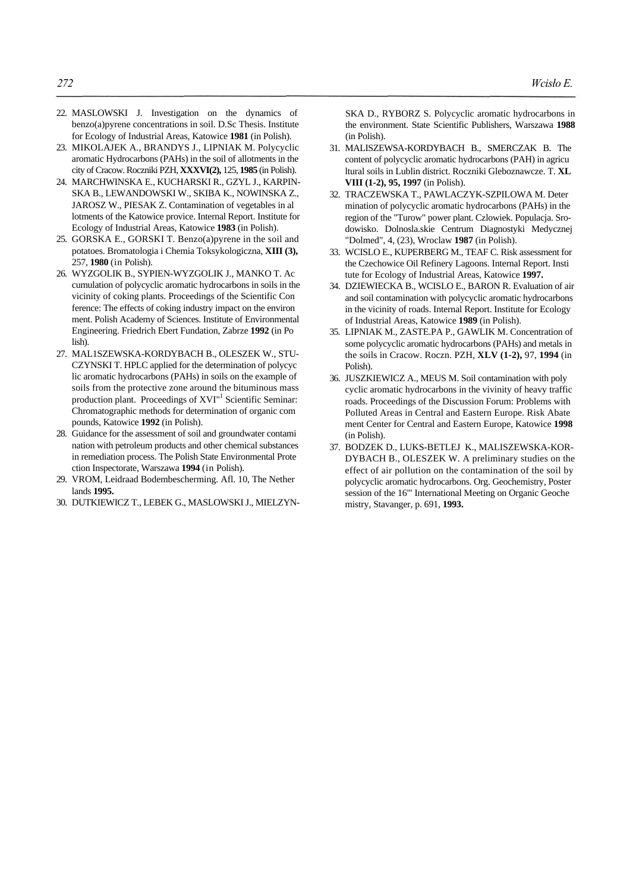22. MASLOWSKI J. Investigation on the dynamics of benzo(a)pyrene concentrations in soil. D.Sc Thesis. Institute for Ecology of Industrial Areas, Katowice **1981** (in Polish).
23. MIKOLAJEK A., BRANDYS J., LIPNIAK M. Polycyclic aromatic Hydrocarbons (PAHs) in the soil of allotments in the city of Cracow. Roczniki PZH, **XXXVI(2),** 125, **1985** (in Polish).
24. MARCHWINSKA E., KUCHARSKI R., GZYL J., KARPINSKA B., LEWANDOWSKI W., SKIBA K., NOWINSKA Z., JAROSZ W., PIESAK Z. Contamination of vegetables in al lotments of the Katowice provice. Internal Report. Institute for Ecology of Industrial Areas, Katowice **1983** (in Polish).
25. GORSKA E., GORSKI T. Benzo(a)pyrene in the soil and potatoes. Bromatologia i Chemia Toksykologiczna, **XIII (3),** 257, **1980** (in Polish).
26. WYZGOLIK B., SYPIEN-WYZGOLIK J., MANKO T. Ac cumulation of polycyclic aromatic hydrocarbons in soils in the vicinity of coking plants. Proceedings of the Scientific Con ference: The effects of coking industry impact on the environ ment. Polish Academy of Sciences. Institute of Environmental Engineering. Friedrich Ebert Fundation, Zabrze **1992** (in Po lish).
27. MAL1SZEWSKA-KORDYBACH B., OLESZEK W., STUCZYNSKI T. HPLC applied for the determination of polycyc lic aromatic hydrocarbons (PAHs) in soils on the example of soils from the protective zone around the bituminous mass production plant. Proceedings of XVI"[1] Scientific Seminar: Chromatographic methods for determination of organic com pounds, Katowice **1992** (in Polish).
28. Guidance for the assessment of soil and groundwater contami nation with petroleum products and other chemical substances in remediation process. The Polish State Environmental Prote ction Inspectorate, Warszawa **1994** (in Polish).
29. VROM, Leidraad Bodembescherming. Afl. 10, The Nether lands **1995.**
30. DUTKIEWICZ T., LEBEK G., MASLOWSKI J., MIELZYNSKA D., RYBORZ S. Polycyclic aromatic hydrocarbons in the environment. State Scientific Publishers, Warszawa **1988** (in Polish).
31. MALISZEWSA-KORDYBACH B., SMERCZAK B. The content of polycyclic aromatic hydrocarbons (PAH) in agricu ltural soils in Lublin district. Roczniki Gleboznawcze. T. **XL VIII (1-2), 95, 1997** (in Polish).
32. TRACZEWSKA T., PAWLACZYK-SZPILOWA M. Deter mination of polycyclic aromatic hydrocarbons (PAHs) in the region of the "Turow" power plant. Czlowiek. Populacja. Srodowisko. Dolnosla.skie Centrum Diagnostyki Medycznej "Dolmed", 4, (23), Wroclaw **1987** (in Polish).
33. WCISLO E., KUPERBERG M., TEAF C. Risk assessment for the Czechowice Oil Refinery Lagoons. Internal Report. Insti tute for Ecology of Industrial Areas, Katowice **1997.**
34. DZIEWIECKA B., WCISLO E., BARON R. Evaluation of air and soil contamination with polycyclic aromatic hydrocarbons in the vicinity of roads. Internal Report. Institute for Ecology of Industrial Areas, Katowice **1989** (in Polish).
35. LIPNIAK M., ZASTE.PA P., GAWLIK M. Concentration of some polycyclic aromatic hydrocarbons (PAHs) and metals in the soils in Cracow. Roczn. PZH, **XLV (1-2),** 97, **1994** (in Polish).
36. JUSZKIEWICZ A., MEUS M. Soil contamination with poly cyclic aromatic hydrocarbons in the vivinity of heavy traffic roads. Proceedings of the Discussion Forum: Problems with Polluted Areas in Central and Eastern Europe. Risk Abate ment Center for Central and Eastern Europe, Katowice **1998** (in Polish).
37. BODZEK D., LUKS-BETLEJ K., MALISZEWSKA-KORDYBACH B., OLESZEK W. A preliminary studies on the effect of air pollution on the contamination of the soil by polycyclic aromatic hydrocarbons. Org. Geochemistry, Poster session of the 16'" International Meeting on Organic Geoche mistry, Stavanger, p. 691, **1993.**